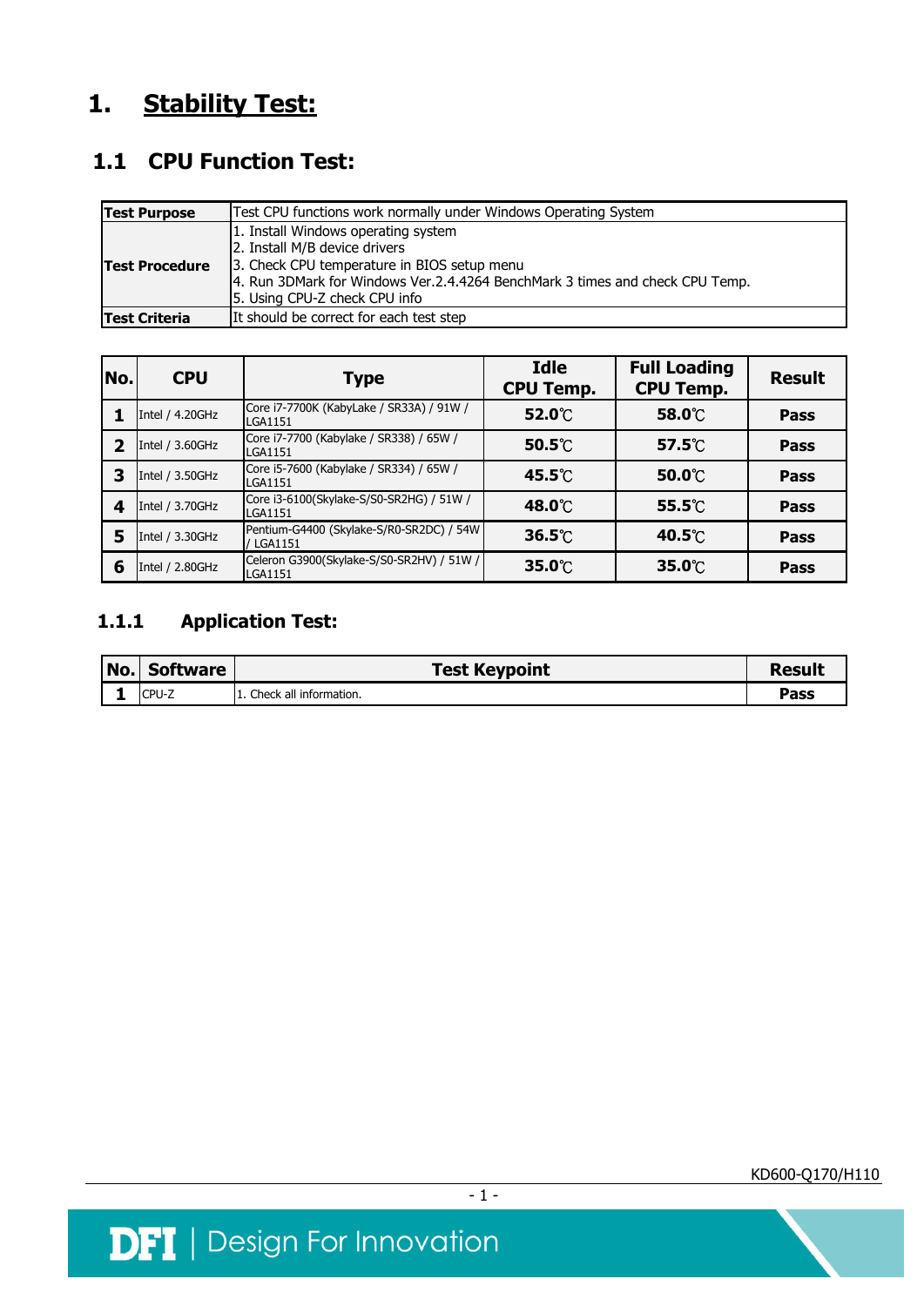# 1. Stability Test:

## 1.1 CPU Function Test:

| **Test Purpose** | Test CPU functions work normally under Windows Operating System |
|---|---|
| **Test Procedure** | 1. Install Windows operating system<br>2. Install M/B device drivers<br>3. Check CPU temperature in BIOS setup menu<br>4. Run 3DMark for Windows Ver.2.4.4264 BenchMark 3 times and check CPU Temp.<br>5. Using CPU-Z check CPU info |
| **Test Criteria** | It should be correct for each test step |

| No. | CPU | Type | Idle CPU Temp. | Full Loading CPU Temp. | Result |
|---|---|---|---|---|---|
| 1 | Intel / 4.20GHz | Core i7-7700K (KabyLake / SR33A) / 91W / LGA1151 | 52.0℃ | 58.0℃ | Pass |
| 2 | Intel / 3.60GHz | Core i7-7700 (Kabylake / SR338) / 65W / LGA1151 | 50.5℃ | 57.5℃ | Pass |
| 3 | Intel / 3.50GHz | Core i5-7600 (Kabylake / SR334) / 65W / LGA1151 | 45.5℃ | 50.0℃ | Pass |
| 4 | Intel / 3.70GHz | Core i3-6100(Skylake-S/S0-SR2HG) / 51W / LGA1151 | 48.0℃ | 55.5℃ | Pass |
| 5 | Intel / 3.30GHz | Pentium-G4400 (Skylake-S/R0-SR2DC) / 54W / LGA1151 | 36.5℃ | 40.5℃ | Pass |
| 6 | Intel / 2.80GHz | Celeron G3900(Skylake-S/S0-SR2HV) / 51W / LGA1151 | 35.0℃ | 35.0℃ | Pass |

### 1.1.1 Application Test:

| No. | Software | Test Keypoint | Result |
|---|---|---|---|
| 1 | CPU-Z | 1. Check all information. | Pass |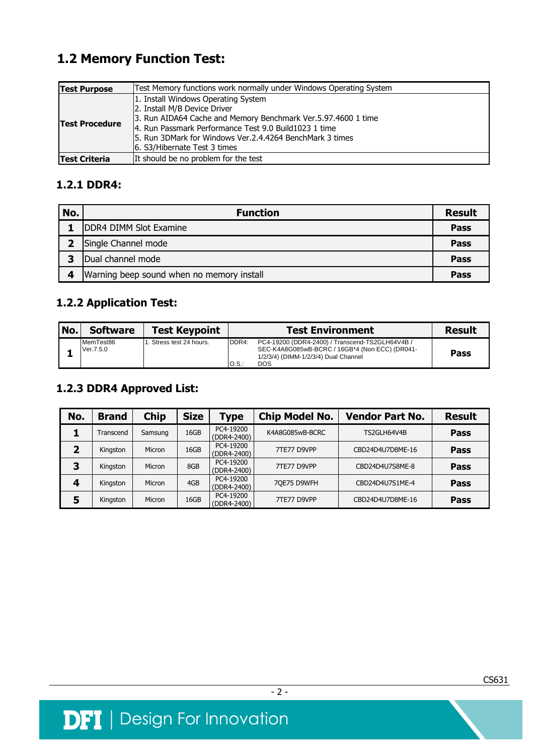## 1.2 Memory Function Test:

| Test Purpose | Test Memory functions work normally under Windows Operating System |
|---|---|
| Test Procedure | 1. Install Windows Operating System<br>2. Install M/B Device Driver<br>3. Run AIDA64 Cache and Memory Benchmark Ver.5.97.4600 1 time<br>4. Run Passmark Performance Test 9.0 Build1023 1 time<br>5. Run 3DMark for Windows Ver.2.4.4264 BenchMark 3 times<br>6. S3/Hibernate Test 3 times |
| Test Criteria | It should be no problem for the test |

### 1.2.1 DDR4:

| No. | Function | Result |
|---|---|---|
| 1 | DDR4 DIMM Slot Examine | Pass |
| 2 | Single Channel mode | Pass |
| 3 | Dual channel mode | Pass |
| 4 | Warning beep sound when no memory install | Pass |

### 1.2.2 Application Test:

| No. | Software | Test Keypoint | Test Environment | Result |
|---|---|---|---|---|
| 1 | MemTest86 Ver.7.5.0 | 1. Stress test 24 hours. | DDR4: PC4-19200 (DDR4-2400) / Transcend-TS2GLH64V4B / SEC-K4A8G085wB-BCRC / 16GB*4 (Non ECC) (DR041-1/2/3/4) (DIMM-1/2/3/4) Dual Channel<br>O.S.: DOS | Pass |

### 1.2.3 DDR4 Approved List:

| No. | Brand | Chip | Size | Type | Chip Model No. | Vendor Part No. | Result |
|---|---|---|---|---|---|---|---|
| 1 | Transcend | Samsung | 16GB | PC4-19200 (DDR4-2400) | K4A8G085wB-BCRC | TS2GLH64V4B | Pass |
| 2 | Kingston | Micron | 16GB | PC4-19200 (DDR4-2400) | 7TE77 D9VPP | CBD24D4U7D8ME-16 | Pass |
| 3 | Kingston | Micron | 8GB | PC4-19200 (DDR4-2400) | 7TE77 D9VPP | CBD24D4U7S8ME-8 | Pass |
| 4 | Kingston | Micron | 4GB | PC4-19200 (DDR4-2400) | 7QE75 D9WFH | CBD24D4U7S1ME-4 | Pass |
| 5 | Kingston | Micron | 16GB | PC4-19200 (DDR4-2400) | 7TE77 D9VPP | CBD24D4U7D8ME-16 | Pass |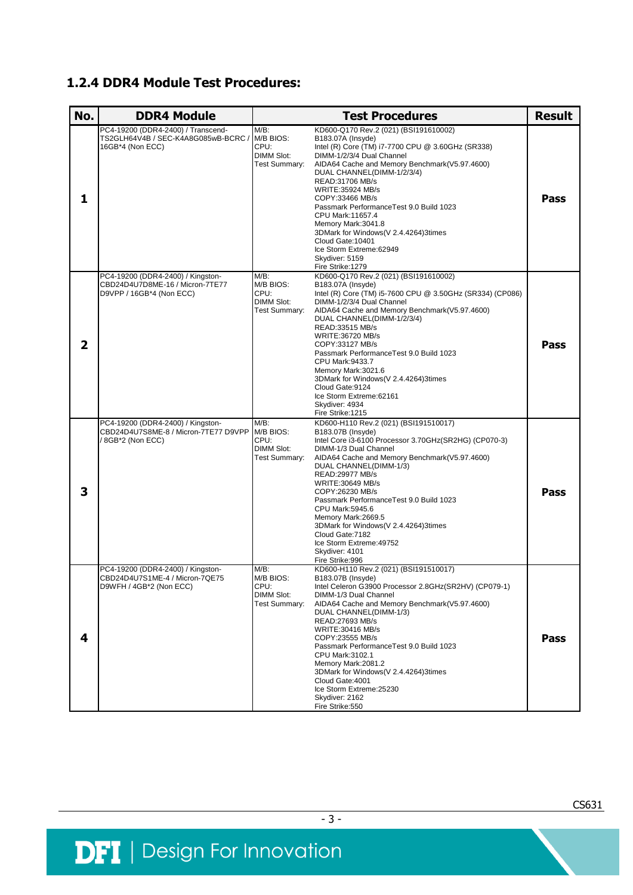### 1.2.4 DDR4 Module Test Procedures:

| No. | DDR4 Module | Test Procedures | | Result |
|---|---|---|---|---|
| 1 | PC4-19200 (DDR4-2400) / Transcend-TS2GLH64V4B / SEC-K4A8G085wB-BCRC / 16GB*4 (Non ECC) | M/B:<br>M/B BIOS:<br>CPU:<br>DIMM Slot:<br>Test Summary: | KD600-Q170 Rev.2 (021) (BSI191610002)<br>B183.07A (Insyde)<br>Intel (R) Core (TM) i7-7700 CPU @ 3.60GHz (SR338)<br>DIMM-1/2/3/4 Dual Channel<br>AIDA64 Cache and Memory Benchmark(V5.97.4600)<br>DUAL CHANNEL(DIMM-1/2/3/4)<br>READ:31706 MB/s<br>WRITE:35924 MB/s<br>COPY:33466 MB/s<br>Passmark PerformanceTest 9.0 Build 1023<br>CPU Mark:11657.4<br>Memory Mark:3041.8<br>3DMark for Windows(V 2.4.4264)3times<br>Cloud Gate:10401<br>Ice Storm Extreme:62949<br>Skydiver: 5159<br>Fire Strike:1279 | Pass |
| 2 | PC4-19200 (DDR4-2400) / Kingston-CBD24D4U7D8ME-16 / Micron-7TE77 D9VPP / 16GB*4 (Non ECC) | M/B:<br>M/B BIOS:<br>CPU:<br>DIMM Slot:<br>Test Summary: | KD600-Q170 Rev.2 (021) (BSI191610002)<br>B183.07A (Insyde)<br>Intel (R) Core (TM) i5-7600 CPU @ 3.50GHz (SR334) (CP086)<br>DIMM-1/2/3/4 Dual Channel<br>AIDA64 Cache and Memory Benchmark(V5.97.4600)<br>DUAL CHANNEL(DIMM-1/2/3/4)<br>READ:33515 MB/s<br>WRITE:36720 MB/s<br>COPY:33127 MB/s<br>Passmark PerformanceTest 9.0 Build 1023<br>CPU Mark:9433.7<br>Memory Mark:3021.6<br>3DMark for Windows(V 2.4.4264)3times<br>Cloud Gate:9124<br>Ice Storm Extreme:62161<br>Skydiver: 4934<br>Fire Strike:1215 | Pass |
| 3 | PC4-19200 (DDR4-2400) / Kingston-CBD24D4U7S8ME-8 / Micron-7TE77 D9VPP / 8GB*2 (Non ECC) | M/B:<br>M/B BIOS:<br>CPU:<br>DIMM Slot:<br>Test Summary: | KD600-H110 Rev.2 (021) (BSI191510017)<br>B183.07B (Insyde)<br>Intel Core i3-6100 Processor 3.70GHz(SR2HG) (CP070-3)<br>DIMM-1/3 Dual Channel<br>AIDA64 Cache and Memory Benchmark(V5.97.4600)<br>DUAL CHANNEL(DIMM-1/3)<br>READ:29977 MB/s<br>WRITE:30649 MB/s<br>COPY:26230 MB/s<br>Passmark PerformanceTest 9.0 Build 1023<br>CPU Mark:5945.6<br>Memory Mark:2669.5<br>3DMark for Windows(V 2.4.4264)3times<br>Cloud Gate:7182<br>Ice Storm Extreme:49752<br>Skydiver: 4101<br>Fire Strike:996 | Pass |
| 4 | PC4-19200 (DDR4-2400) / Kingston-CBD24D4U7S1ME-4 / Micron-7QE75 D9WFH / 4GB*2 (Non ECC) | M/B:<br>M/B BIOS:<br>CPU:<br>DIMM Slot:<br>Test Summary: | KD600-H110 Rev.2 (021) (BSI191510017)<br>B183.07B (Insyde)<br>Intel Celeron G3900 Processor 2.8GHz(SR2HV) (CP079-1)<br>DIMM-1/3 Dual Channel<br>AIDA64 Cache and Memory Benchmark(V5.97.4600)<br>DUAL CHANNEL(DIMM-1/3)<br>READ:27693 MB/s<br>WRITE:30416 MB/s<br>COPY:23555 MB/s<br>Passmark PerformanceTest 9.0 Build 1023<br>CPU Mark:3102.1<br>Memory Mark:2081.2<br>3DMark for Windows(V 2.4.4264)3times<br>Cloud Gate:4001<br>Ice Storm Extreme:25230<br>Skydiver: 2162<br>Fire Strike:550 | Pass |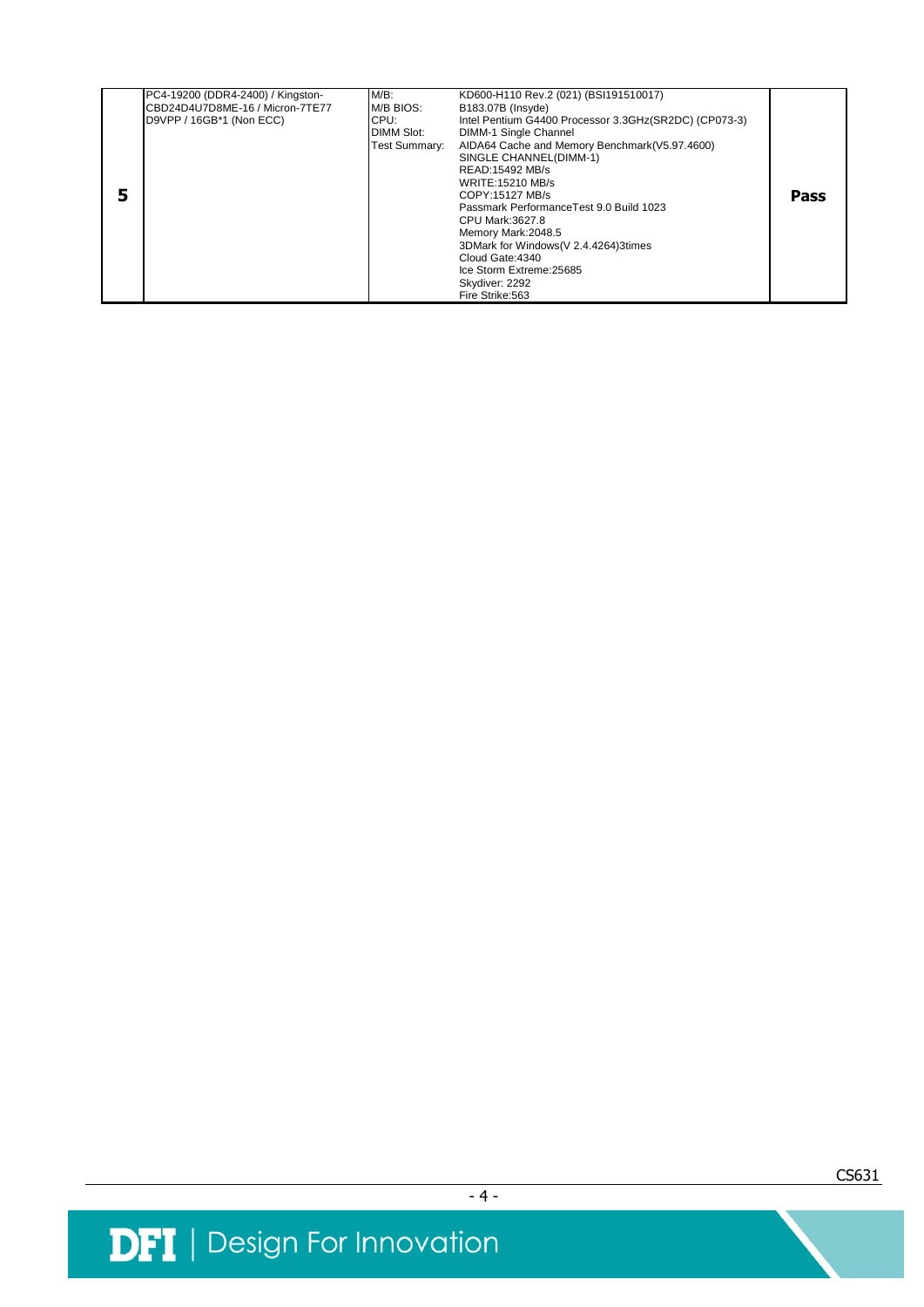| | | | | |
|---|---|---|---|---|
| **5** | PC4-19200 (DDR4-2400) / Kingston-CBD24D4U7D8ME-16 / Micron-7TE77 D9VPP / 16GB*1 (Non ECC) | M/B:<br>M/B BIOS:<br>CPU:<br>DIMM Slot:<br>Test Summary: | KD600-H110 Rev.2 (021) (BSI191510017)<br>B183.07B (Insyde)<br>Intel Pentium G4400 Processor 3.3GHz(SR2DC) (CP073-3)<br>DIMM-1 Single Channel<br>AIDA64 Cache and Memory Benchmark(V5.97.4600)<br>SINGLE CHANNEL(DIMM-1)<br>READ:15492 MB/s<br>WRITE:15210 MB/s<br>COPY:15127 MB/s<br>Passmark PerformanceTest 9.0 Build 1023<br>CPU Mark:3627.8<br>Memory Mark:2048.5<br>3DMark for Windows(V 2.4.4264)3times<br>Cloud Gate:4340<br>Ice Storm Extreme:25685<br>Skydiver: 2292<br>Fire Strike:563 | **Pass** |

CS631

**DFI** | Design For Innovation